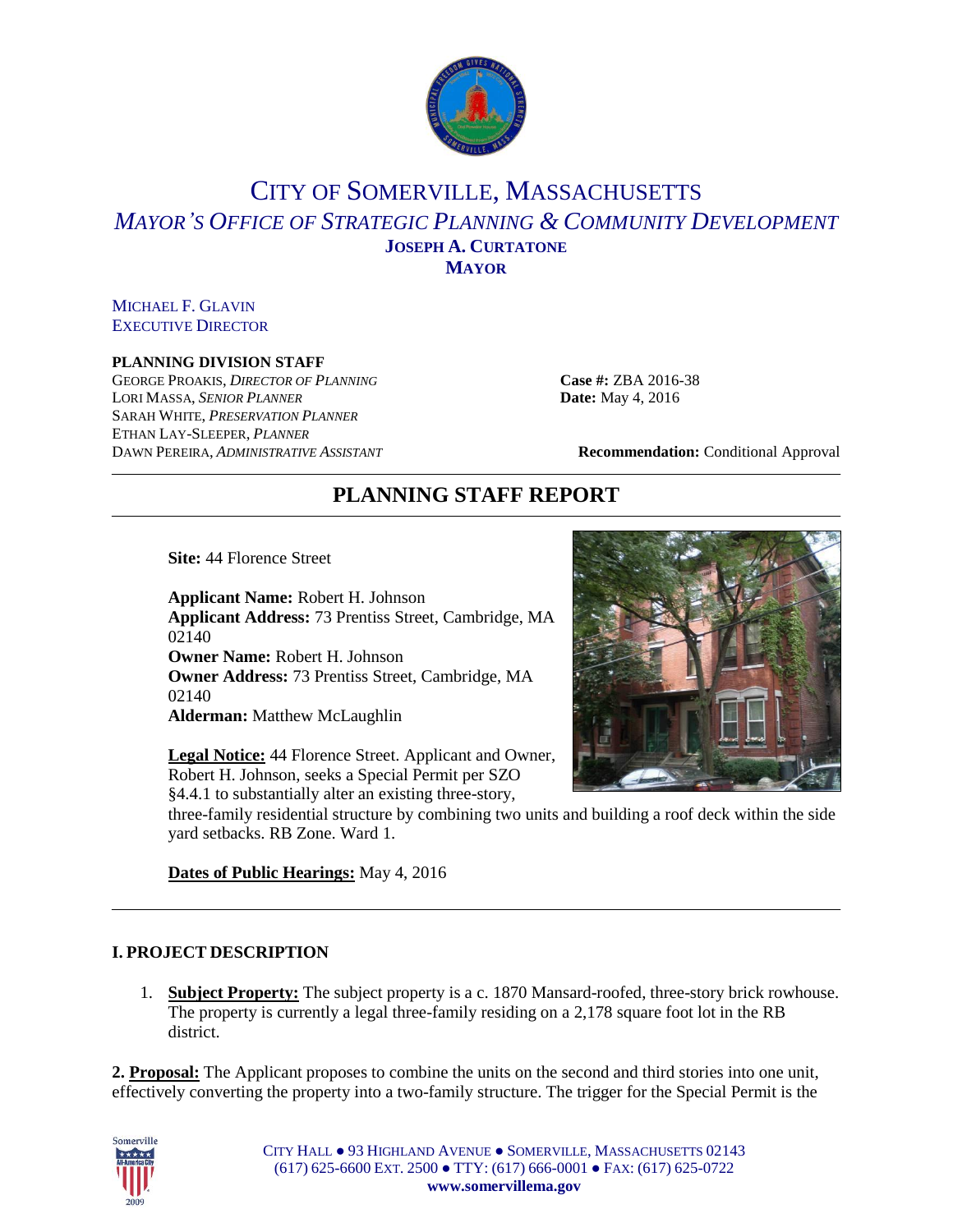# CITY OF SOMERVILLE, MASSACHUSETTS

## *MAYOR'S OFFICE OF STRATEGIC PLANNING & COMMUNITY DEVELOPMENT*

**JOSEPH A. CURTATONE**
**MAYOR**

MICHAEL F. GLAVIN
EXECUTIVE DIRECTOR

**PLANNING DIVISION STAFF**
GEORGE PROAKIS, *DIRECTOR OF PLANNING*
LORI MASSA, *SENIOR PLANNER*
SARAH WHITE, *PRESERVATION PLANNER*
ETHAN LAY-SLEEPER, *PLANNER*
DAWN PEREIRA, *ADMINISTRATIVE ASSISTANT*

**Case #:** ZBA 2016-38
**Date:** May 4, 2016

**Recommendation:** Conditional Approval

# PLANNING STAFF REPORT

**Site:** 44 Florence Street

**Applicant Name:** Robert H. Johnson
**Applicant Address:** 73 Prentiss Street, Cambridge, MA 02140
**Owner Name:** Robert H. Johnson
**Owner Address:** 73 Prentiss Street, Cambridge, MA 02140
**Alderman:** Matthew McLaughlin

**Legal Notice:** 44 Florence Street. Applicant and Owner, Robert H. Johnson, seeks a Special Permit per SZO §4.4.1 to substantially alter an existing three-story, three-family residential structure by combining two units and building a roof deck within the side yard setbacks. RB Zone. Ward 1.

**Dates of Public Hearings:** May 4, 2016

## I. PROJECT DESCRIPTION

1. **Subject Property:** The subject property is a c. 1870 Mansard-roofed, three-story brick rowhouse. The property is currently a legal three-family residing on a 2,178 square foot lot in the RB district.

2. **Proposal:** The Applicant proposes to combine the units on the second and third stories into one unit, effectively converting the property into a two-family structure. The trigger for the Special Permit is the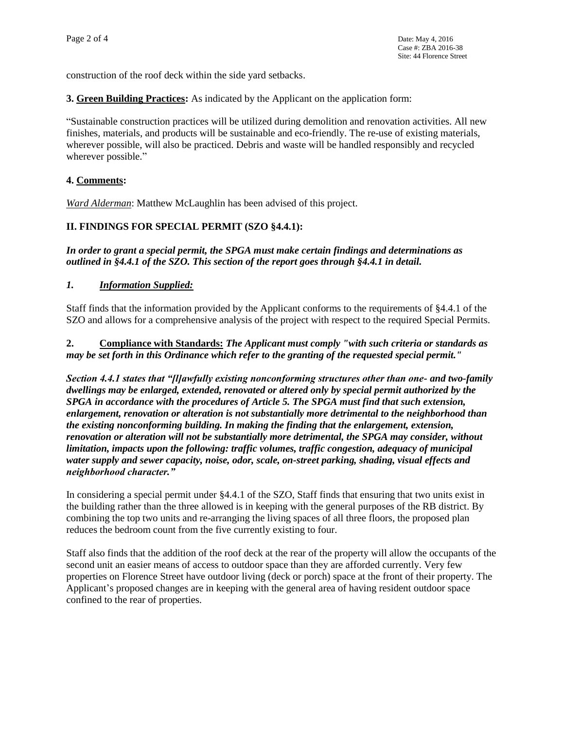construction of the roof deck within the side yard setbacks.

**3. Green Building Practices:** As indicated by the Applicant on the application form:

"Sustainable construction practices will be utilized during demolition and renovation activities. All new finishes, materials, and products will be sustainable and eco-friendly. The re-use of existing materials, wherever possible, will also be practiced. Debris and waste will be handled responsibly and recycled wherever possible."

**4. Comments:**

*Ward Alderman*: Matthew McLaughlin has been advised of this project.

## II. FINDINGS FOR SPECIAL PERMIT (SZO §4.4.1):

***In order to grant a special permit, the SPGA must make certain findings and determinations as outlined in §4.4.1 of the SZO. This section of the report goes through §4.4.1 in detail.***

### *1. Information Supplied:*

Staff finds that the information provided by the Applicant conforms to the requirements of §4.4.1 of the SZO and allows for a comprehensive analysis of the project with respect to the required Special Permits.

**2. Compliance with Standards:** ***The Applicant must comply "with such criteria or standards as may be set forth in this Ordinance which refer to the granting of the requested special permit."***

***Section 4.4.1 states that "[l]awfully existing nonconforming structures other than one- and two-family dwellings may be enlarged, extended, renovated or altered only by special permit authorized by the SPGA in accordance with the procedures of Article 5. The SPGA must find that such extension, enlargement, renovation or alteration is not substantially more detrimental to the neighborhood than the existing nonconforming building. In making the finding that the enlargement, extension, renovation or alteration will not be substantially more detrimental, the SPGA may consider, without limitation, impacts upon the following: traffic volumes, traffic congestion, adequacy of municipal water supply and sewer capacity, noise, odor, scale, on-street parking, shading, visual effects and neighborhood character."***

In considering a special permit under §4.4.1 of the SZO, Staff finds that ensuring that two units exist in the building rather than the three allowed is in keeping with the general purposes of the RB district. By combining the top two units and re-arranging the living spaces of all three floors, the proposed plan reduces the bedroom count from the five currently existing to four.

Staff also finds that the addition of the roof deck at the rear of the property will allow the occupants of the second unit an easier means of access to outdoor space than they are afforded currently. Very few properties on Florence Street have outdoor living (deck or porch) space at the front of their property. The Applicant's proposed changes are in keeping with the general area of having resident outdoor space confined to the rear of properties.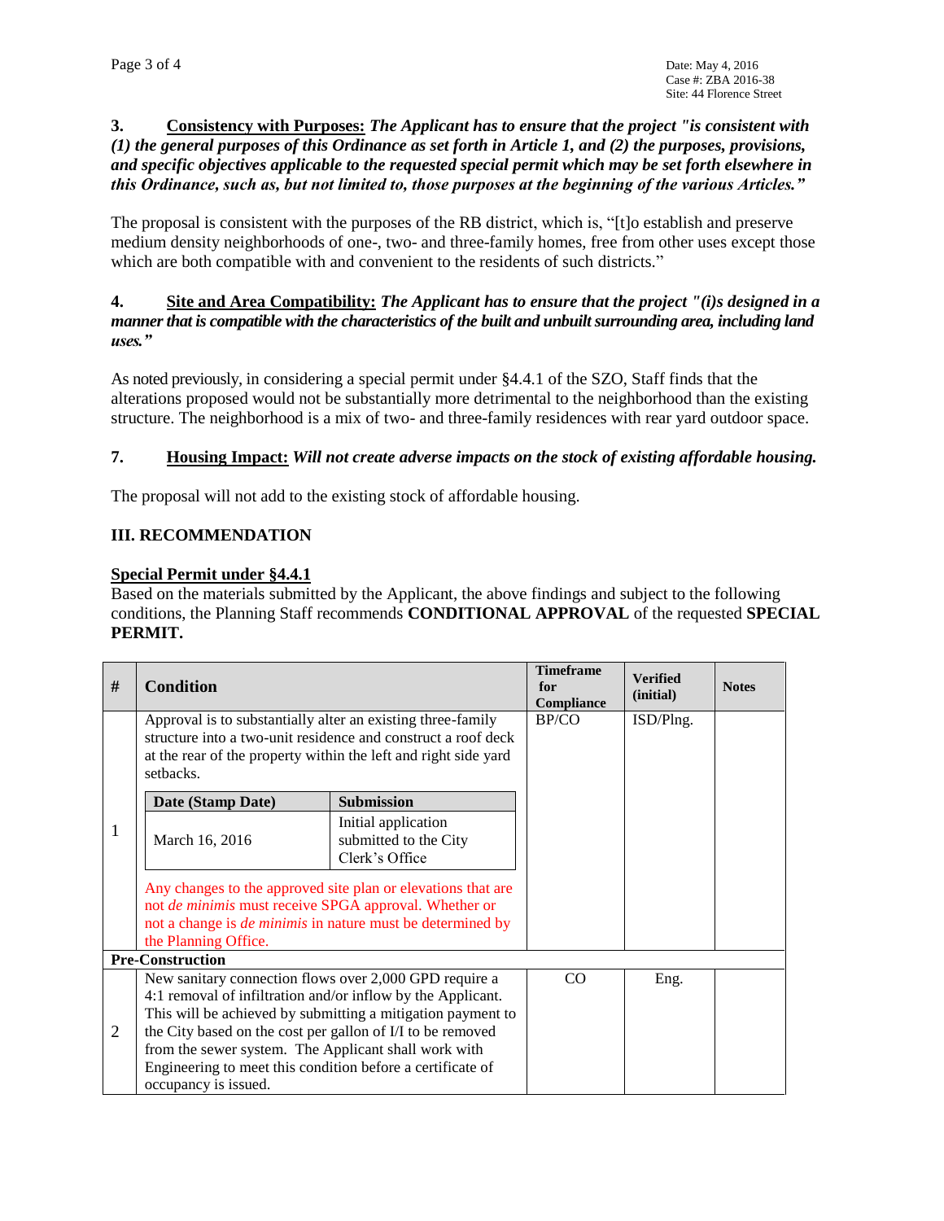**3. Consistency with Purposes:** ***The Applicant has to ensure that the project "is consistent with (1) the general purposes of this Ordinance as set forth in Article 1, and (2) the purposes, provisions, and specific objectives applicable to the requested special permit which may be set forth elsewhere in this Ordinance, such as, but not limited to, those purposes at the beginning of the various Articles."***

The proposal is consistent with the purposes of the RB district, which is, "[t]o establish and preserve medium density neighborhoods of one-, two- and three-family homes, free from other uses except those which are both compatible with and convenient to the residents of such districts."

**4. Site and Area Compatibility:** ***The Applicant has to ensure that the project "(i)s designed in a manner that is compatible with the characteristics of the built and unbuilt surrounding area, including land uses."***

As noted previously, in considering a special permit under §4.4.1 of the SZO, Staff finds that the alterations proposed would not be substantially more detrimental to the neighborhood than the existing structure. The neighborhood is a mix of two- and three-family residences with rear yard outdoor space.

**7. Housing Impact:** ***Will not create adverse impacts on the stock of existing affordable housing.***

The proposal will not add to the existing stock of affordable housing.

## III. RECOMMENDATION

**Special Permit under §4.4.1**

Based on the materials submitted by the Applicant, the above findings and subject to the following conditions, the Planning Staff recommends **CONDITIONAL APPROVAL** of the requested **SPECIAL PERMIT.**

| # | Condition | Timeframe for Compliance | Verified (initial) | Notes |
|---|---|---|---|---|
| 1 | Approval is to substantially alter an existing three-family structure into a two-unit residence and construct a roof deck at the rear of the property within the left and right side yard setbacks.<br><br>**Date (Stamp Date)** / **Submission**<br>March 16, 2016 / Initial application submitted to the City Clerk's Office<br><br>Any changes to the approved site plan or elevations that are not *de minimis* must receive SPGA approval. Whether or not a change is *de minimis* in nature must be determined by the Planning Office. | BP/CO | ISD/Plng. | |
| **Pre-Construction** | | | | |
| 2 | New sanitary connection flows over 2,000 GPD require a 4:1 removal of infiltration and/or inflow by the Applicant. This will be achieved by submitting a mitigation payment to the City based on the cost per gallon of I/I to be removed from the sewer system. The Applicant shall work with Engineering to meet this condition before a certificate of occupancy is issued. | CO | Eng. | |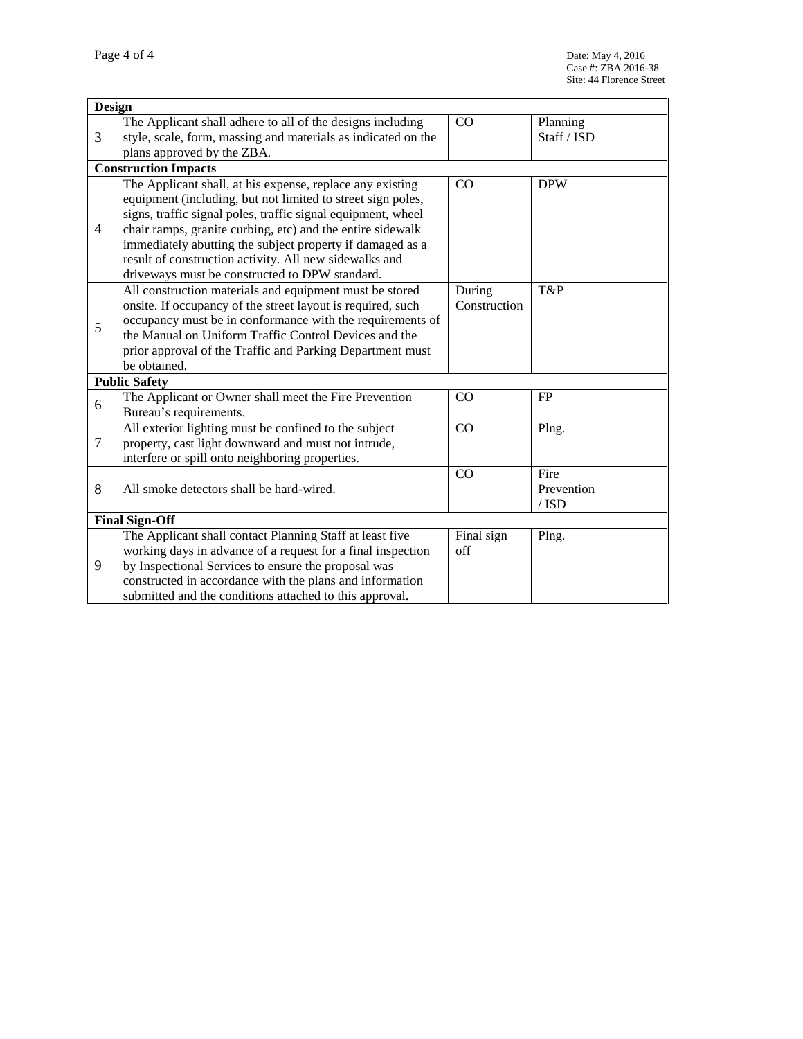| | | | | |
|---|---|---|---|---|
| **Design** | | | | |
| 3 | The Applicant shall adhere to all of the designs including style, scale, form, massing and materials as indicated on the plans approved by the ZBA. | CO | Planning Staff / ISD | |
| **Construction Impacts** | | | | |
| 4 | The Applicant shall, at his expense, replace any existing equipment (including, but not limited to street sign poles, signs, traffic signal poles, traffic signal equipment, wheel chair ramps, granite curbing, etc) and the entire sidewalk immediately abutting the subject property if damaged as a result of construction activity. All new sidewalks and driveways must be constructed to DPW standard. | CO | DPW | |
| 5 | All construction materials and equipment must be stored onsite. If occupancy of the street layout is required, such occupancy must be in conformance with the requirements of the Manual on Uniform Traffic Control Devices and the prior approval of the Traffic and Parking Department must be obtained. | During Construction | T&P | |
| **Public Safety** | | | | |
| 6 | The Applicant or Owner shall meet the Fire Prevention Bureau's requirements. | CO | FP | |
| 7 | All exterior lighting must be confined to the subject property, cast light downward and must not intrude, interfere or spill onto neighboring properties. | CO | Plng. | |
| 8 | All smoke detectors shall be hard-wired. | CO | Fire Prevention / ISD | |
| **Final Sign-Off** | | | | |
| 9 | The Applicant shall contact Planning Staff at least five working days in advance of a request for a final inspection by Inspectional Services to ensure the proposal was constructed in accordance with the plans and information submitted and the conditions attached to this approval. | Final sign off | Plng. | |